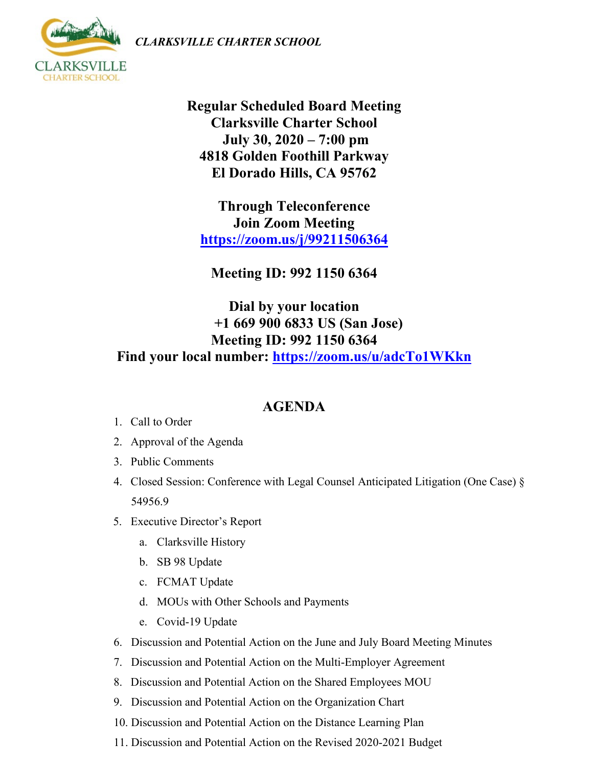*CLARKSVILLE CHARTER SCHOOL*

**Regular Scheduled Board Meeting**
**Clarksville Charter School**
**July 30, 2020 – 7:00 pm**
**4818 Golden Foothill Parkway**
**El Dorado Hills, CA 95762**

**Through Teleconference**
**Join Zoom Meeting**
**https://zoom.us/j/99211506364**

**Meeting ID: 992 1150 6364**

**Dial by your location**
**+1 669 900 6833 US (San Jose)**
**Meeting ID: 992 1150 6364**
**Find your local number: https://zoom.us/u/adcTo1WKkn**

## AGENDA

1. Call to Order
2. Approval of the Agenda
3. Public Comments
4. Closed Session: Conference with Legal Counsel Anticipated Litigation (One Case) § 54956.9
5. Executive Director's Report
   a. Clarksville History
   b. SB 98 Update
   c. FCMAT Update
   d. MOUs with Other Schools and Payments
   e. Covid-19 Update
6. Discussion and Potential Action on the June and July Board Meeting Minutes
7. Discussion and Potential Action on the Multi-Employer Agreement
8. Discussion and Potential Action on the Shared Employees MOU
9. Discussion and Potential Action on the Organization Chart
10. Discussion and Potential Action on the Distance Learning Plan
11. Discussion and Potential Action on the Revised 2020-2021 Budget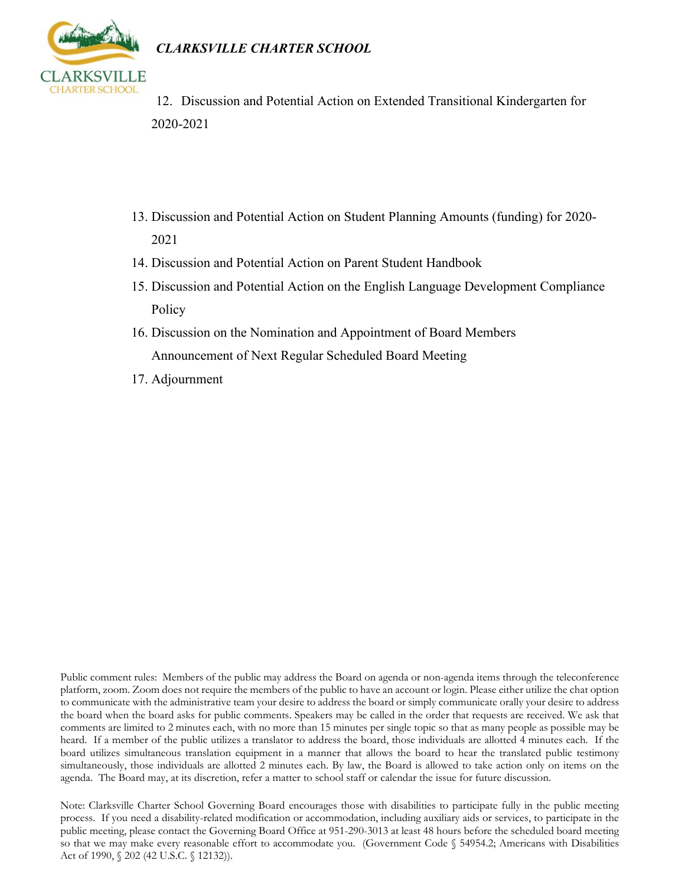12. Discussion and Potential Action on Extended Transitional Kindergarten for 2020-2021
13. Discussion and Potential Action on Student Planning Amounts (funding) for 2020-2021
14. Discussion and Potential Action on Parent Student Handbook
15. Discussion and Potential Action on the English Language Development Compliance Policy
16. Discussion on the Nomination and Appointment of Board Members
    Announcement of Next Regular Scheduled Board Meeting
17. Adjournment

Public comment rules: Members of the public may address the Board on agenda or non-agenda items through the teleconference platform, zoom. Zoom does not require the members of the public to have an account or login. Please either utilize the chat option to communicate with the administrative team your desire to address the board or simply communicate orally your desire to address the board when the board asks for public comments. Speakers may be called in the order that requests are received. We ask that comments are limited to 2 minutes each, with no more than 15 minutes per single topic so that as many people as possible may be heard. If a member of the public utilizes a translator to address the board, those individuals are allotted 4 minutes each. If the board utilizes simultaneous translation equipment in a manner that allows the board to hear the translated public testimony simultaneously, those individuals are allotted 2 minutes each. By law, the Board is allowed to take action only on items on the agenda. The Board may, at its discretion, refer a matter to school staff or calendar the issue for future discussion.

Note: Clarksville Charter School Governing Board encourages those with disabilities to participate fully in the public meeting process. If you need a disability-related modification or accommodation, including auxiliary aids or services, to participate in the public meeting, please contact the Governing Board Office at 951-290-3013 at least 48 hours before the scheduled board meeting so that we may make every reasonable effort to accommodate you. (Government Code § 54954.2; Americans with Disabilities Act of 1990, § 202 (42 U.S.C. § 12132)).